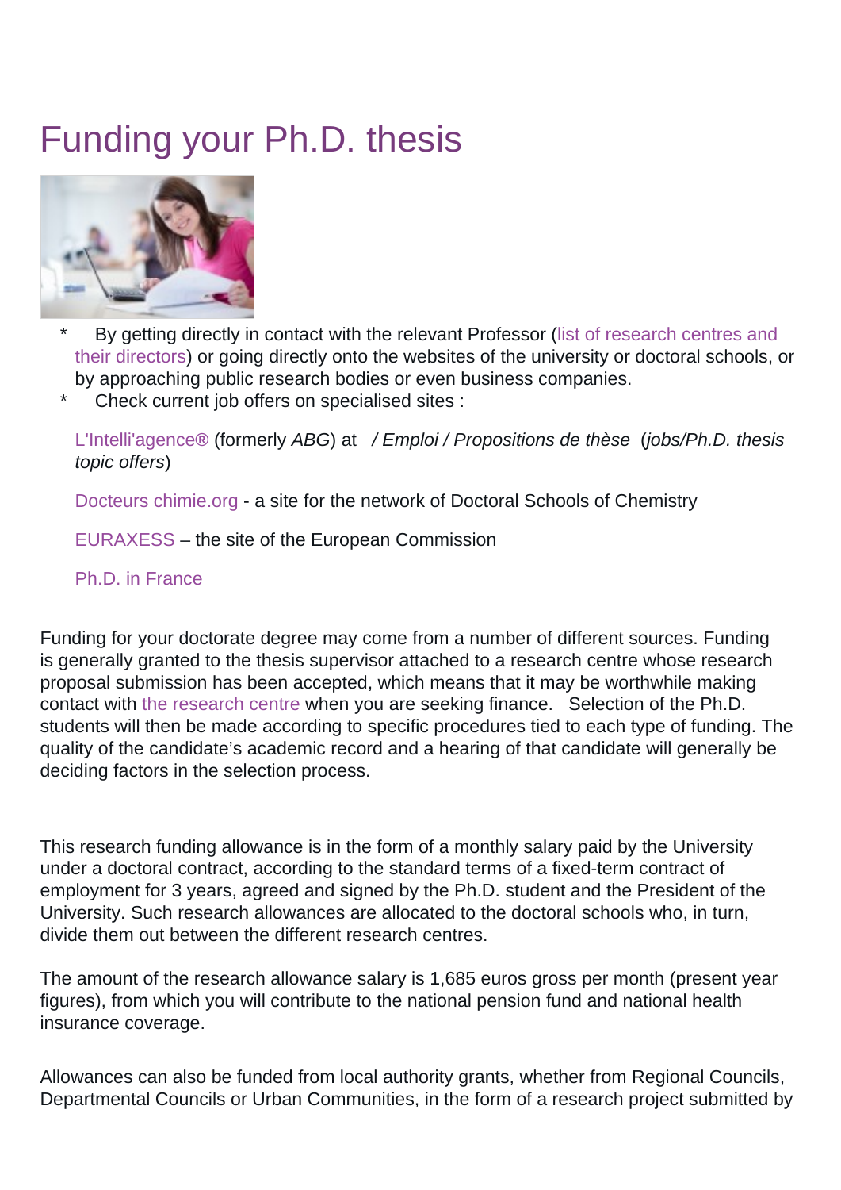# Funding your Ph.D. thesis

- By getting directly in contact with the relevant Professor (list of research centres and their directors) or going directly onto the websites of the university or doctoral schools, or by approaching public research bodies or even business companies.
- Check current job offers on specialised sites :

  L'Intelli'agence® (formerly *ABG*) at */ Emploi / Propositions de thèse* (*jobs/Ph.D. thesis topic offers*)

  Docteurs chimie.org - a site for the network of Doctoral Schools of Chemistry

  EURAXESS – the site of the European Commission

  Ph.D. in France

Funding for your doctorate degree may come from a number of different sources. Funding is generally granted to the thesis supervisor attached to a research centre whose research proposal submission has been accepted, which means that it may be worthwhile making contact with the research centre when you are seeking finance. Selection of the Ph.D. students will then be made according to specific procedures tied to each type of funding. The quality of the candidate's academic record and a hearing of that candidate will generally be deciding factors in the selection process.

This research funding allowance is in the form of a monthly salary paid by the University under a doctoral contract, according to the standard terms of a fixed-term contract of employment for 3 years, agreed and signed by the Ph.D. student and the President of the University. Such research allowances are allocated to the doctoral schools who, in turn, divide them out between the different research centres.

The amount of the research allowance salary is 1,685 euros gross per month (present year figures), from which you will contribute to the national pension fund and national health insurance coverage.

Allowances can also be funded from local authority grants, whether from Regional Councils, Departmental Councils or Urban Communities, in the form of a research project submitted by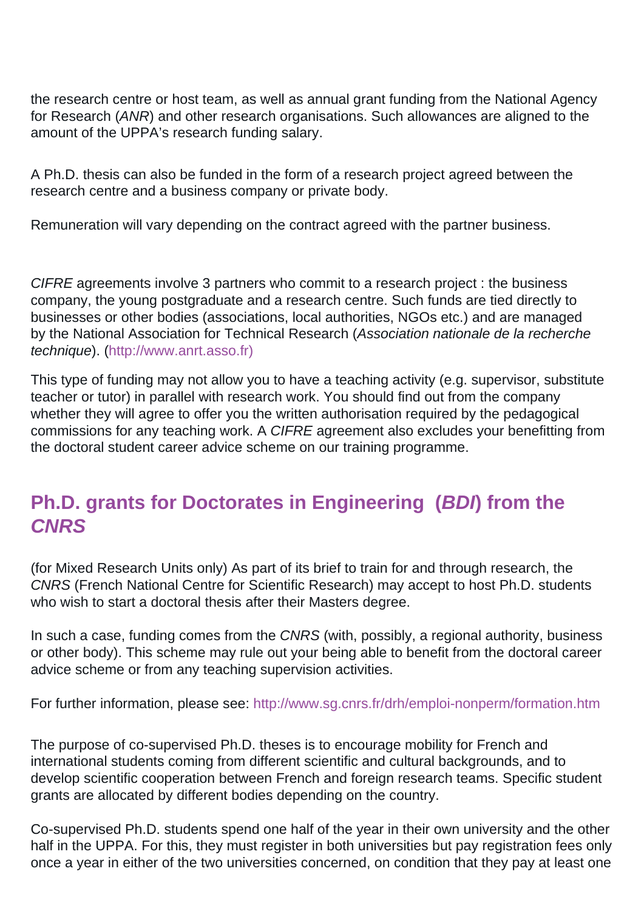the research centre or host team, as well as annual grant funding from the National Agency for Research (*ANR*) and other research organisations. Such allowances are aligned to the amount of the UPPA's research funding salary.

A Ph.D. thesis can also be funded in the form of a research project agreed between the research centre and a business company or private body.

Remuneration will vary depending on the contract agreed with the partner business.

*CIFRE* agreements involve 3 partners who commit to a research project : the business company, the young postgraduate and a research centre. Such funds are tied directly to businesses or other bodies (associations, local authorities, NGOs etc.) and are managed by the National Association for Technical Research (*Association nationale de la recherche technique*). (http://www.anrt.asso.fr)

This type of funding may not allow you to have a teaching activity (e.g. supervisor, substitute teacher or tutor) in parallel with research work. You should find out from the company whether they will agree to offer you the written authorisation required by the pedagogical commissions for any teaching work. A *CIFRE* agreement also excludes your benefitting from the doctoral student career advice scheme on our training programme.

## Ph.D. grants for Doctorates in Engineering (*BDI*) from the *CNRS*

(for Mixed Research Units only) As part of its brief to train for and through research, the *CNRS* (French National Centre for Scientific Research) may accept to host Ph.D. students who wish to start a doctoral thesis after their Masters degree.

In such a case, funding comes from the *CNRS* (with, possibly, a regional authority, business or other body). This scheme may rule out your being able to benefit from the doctoral career advice scheme or from any teaching supervision activities.

For further information, please see: http://www.sg.cnrs.fr/drh/emploi-nonperm/formation.htm

The purpose of co-supervised Ph.D. theses is to encourage mobility for French and international students coming from different scientific and cultural backgrounds, and to develop scientific cooperation between French and foreign research teams. Specific student grants are allocated by different bodies depending on the country.

Co-supervised Ph.D. students spend one half of the year in their own university and the other half in the UPPA. For this, they must register in both universities but pay registration fees only once a year in either of the two universities concerned, on condition that they pay at least one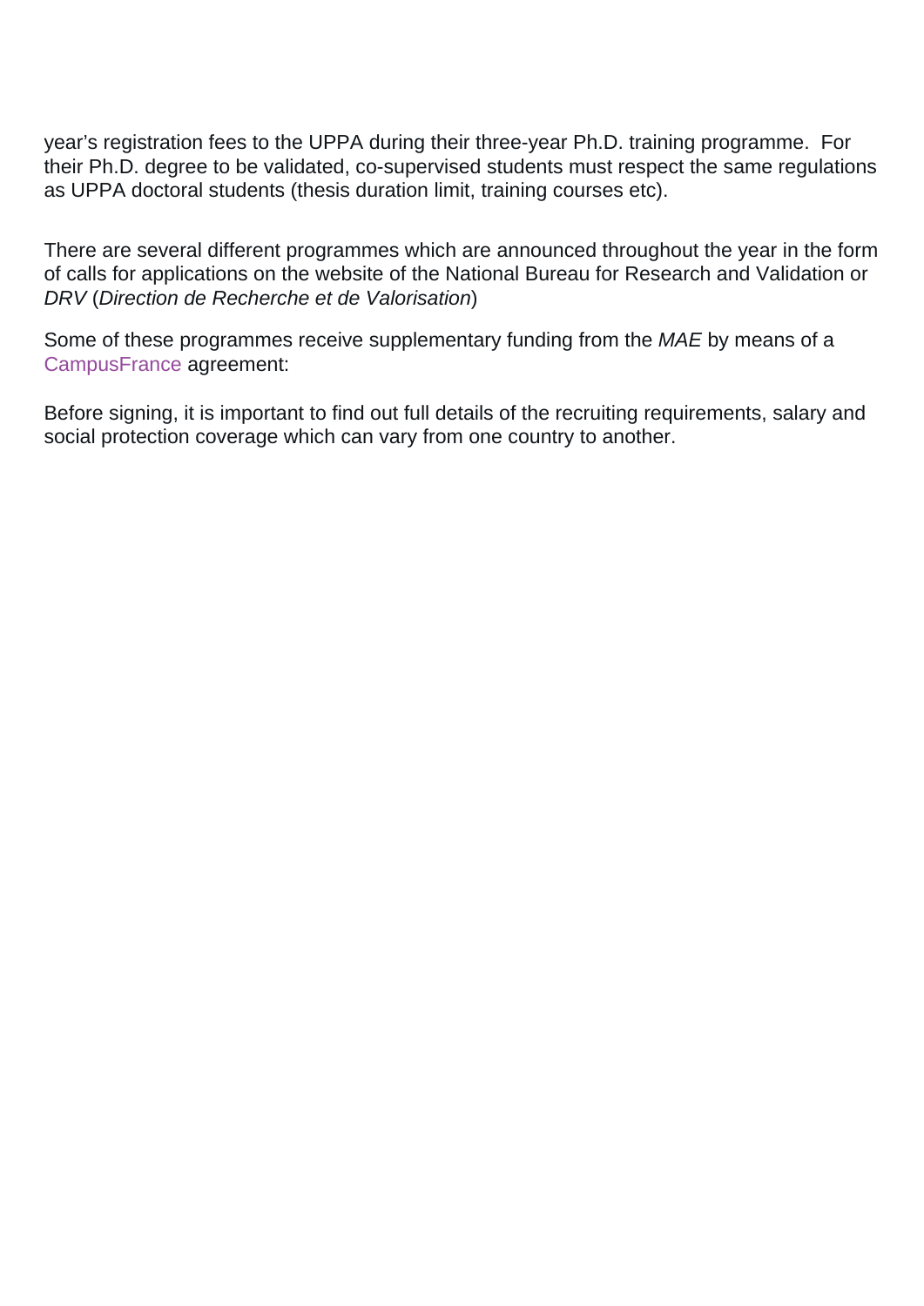year's registration fees to the UPPA during their three-year Ph.D. training programme.  For their Ph.D. degree to be validated, co-supervised students must respect the same regulations as UPPA doctoral students (thesis duration limit, training courses etc).

There are several different programmes which are announced throughout the year in the form of calls for applications on the website of the National Bureau for Research and Validation or *DRV* (*Direction de Recherche et de Valorisation*)

Some of these programmes receive supplementary funding from the *MAE* by means of a CampusFrance agreement:

Before signing, it is important to find out full details of the recruiting requirements, salary and social protection coverage which can vary from one country to another.